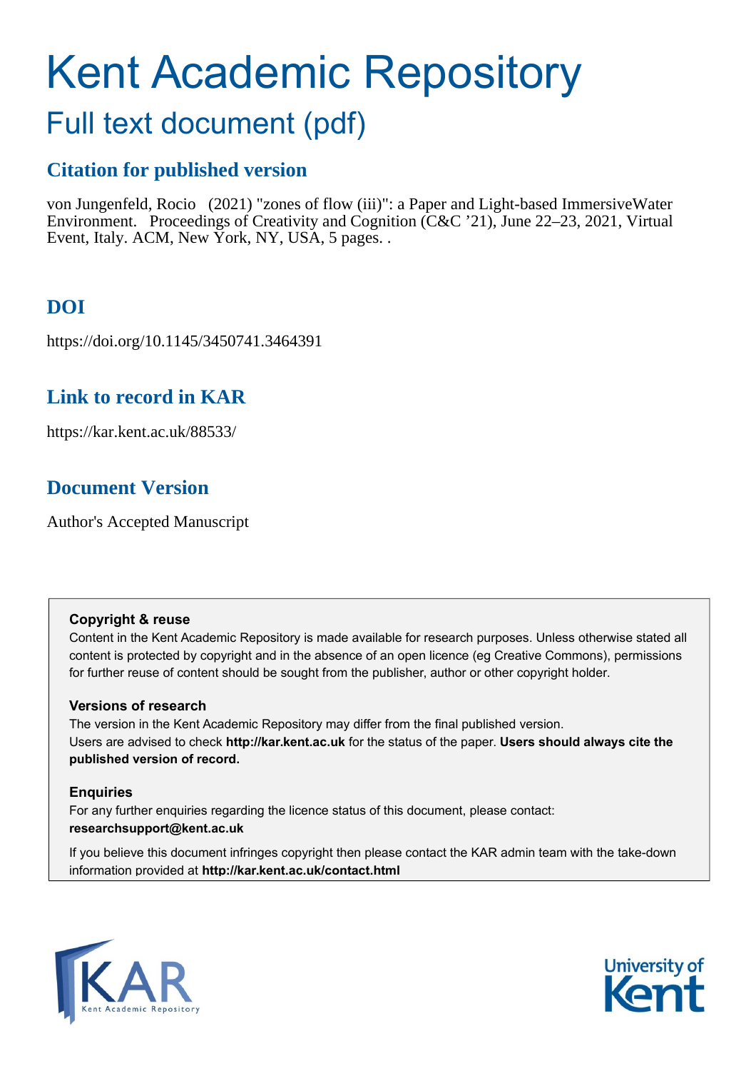# Kent Academic Repository

## Full text document (pdf)

### Citation for published version

von Jungenfeld, Rocio (2021) "zones of flow (iii)": a Paper and Light-based ImmersiveWater Environment. Proceedings of Creativity and Cognition (C&C '21), June 22–23, 2021, Virtual Event, Italy. ACM, New York, NY, USA, 5 pages. .

### DOI

https://doi.org/10.1145/3450741.3464391

### Link to record in KAR

https://kar.kent.ac.uk/88533/

### Document Version

Author's Accepted Manuscript

**Copyright & reuse**

Content in the Kent Academic Repository is made available for research purposes. Unless otherwise stated all content is protected by copyright and in the absence of an open licence (eg Creative Commons), permissions for further reuse of content should be sought from the publisher, author or other copyright holder.

**Versions of research**

The version in the Kent Academic Repository may differ from the final published version. Users are advised to check **http://kar.kent.ac.uk** for the status of the paper. **Users should always cite the published version of record.**

**Enquiries**

For any further enquiries regarding the licence status of this document, please contact: **researchsupport@kent.ac.uk**

If you believe this document infringes copyright then please contact the KAR admin team with the take-down information provided at **http://kar.kent.ac.uk/contact.html**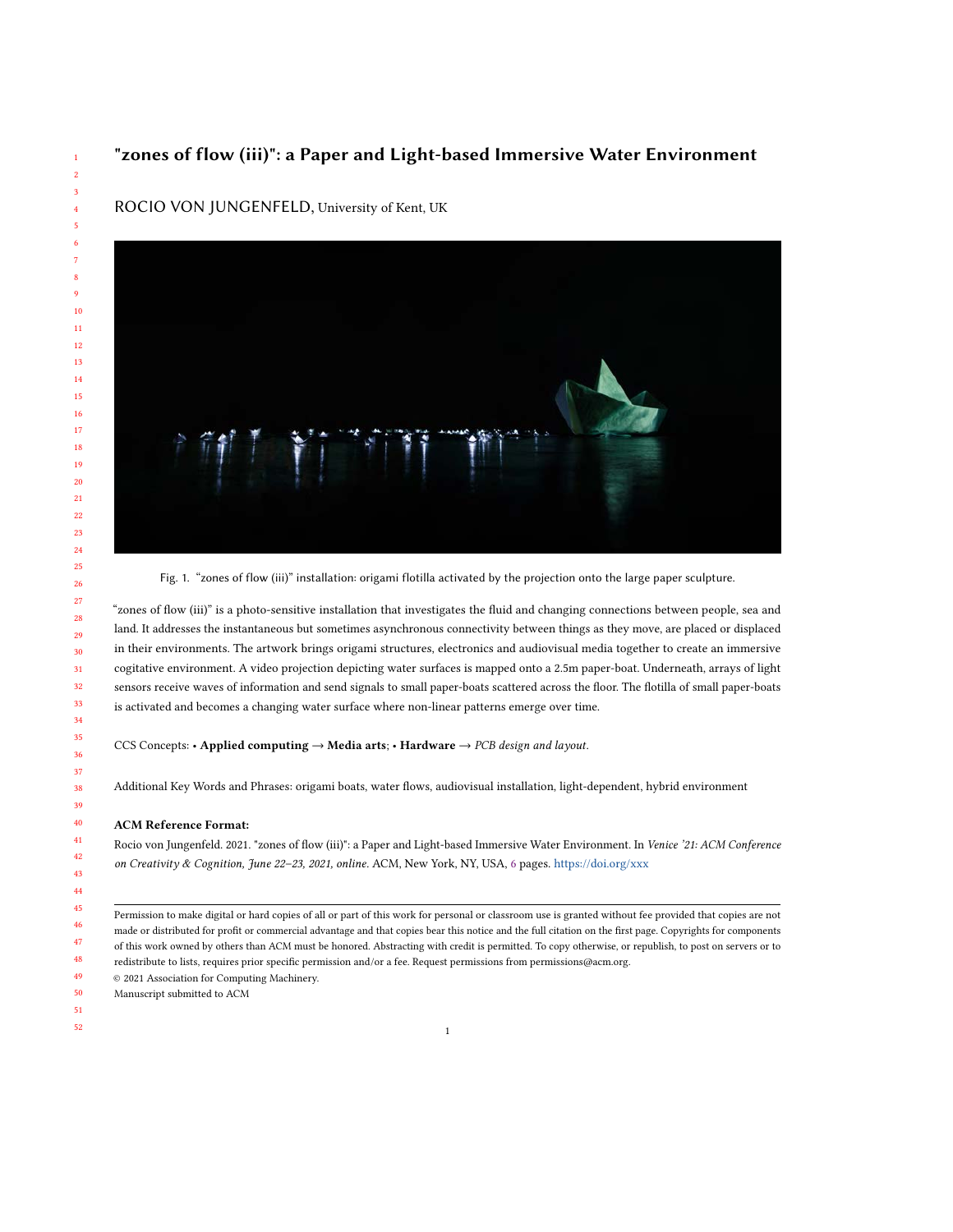# "zones of flow (iii)": a Paper and Light-based Immersive Water Environment

ROCIO VON JUNGENFELD, University of Kent, UK

Fig. 1. "zones of flow (iii)" installation: origami flotilla activated by the projection onto the large paper sculpture.

"zones of flow (iii)" is a photo-sensitive installation that investigates the fluid and changing connections between people, sea and land. It addresses the instantaneous but sometimes asynchronous connectivity between things as they move, are placed or displaced in their environments. The artwork brings origami structures, electronics and audiovisual media together to create an immersive cogitative environment. A video projection depicting water surfaces is mapped onto a 2.5m paper-boat. Underneath, arrays of light sensors receive waves of information and send signals to small paper-boats scattered across the floor. The flotilla of small paper-boats is activated and becomes a changing water surface where non-linear patterns emerge over time.

CCS Concepts: • **Applied computing** → **Media arts**; • **Hardware** → *PCB design and layout*.

Additional Key Words and Phrases: origami boats, water flows, audiovisual installation, light-dependent, hybrid environment

**ACM Reference Format:**
Rocio von Jungenfeld. 2021. "zones of flow (iii)": a Paper and Light-based Immersive Water Environment. In *Venice '21: ACM Conference on Creativity & Cognition, June 22–23, 2021, online.* ACM, New York, NY, USA, 6 pages. https://doi.org/xxx

---

Permission to make digital or hard copies of all or part of this work for personal or classroom use is granted without fee provided that copies are not made or distributed for profit or commercial advantage and that copies bear this notice and the full citation on the first page. Copyrights for components of this work owned by others than ACM must be honored. Abstracting with credit is permitted. To copy otherwise, or republish, to post on servers or to redistribute to lists, requires prior specific permission and/or a fee. Request permissions from permissions@acm.org.
© 2021 Association for Computing Machinery.
Manuscript submitted to ACM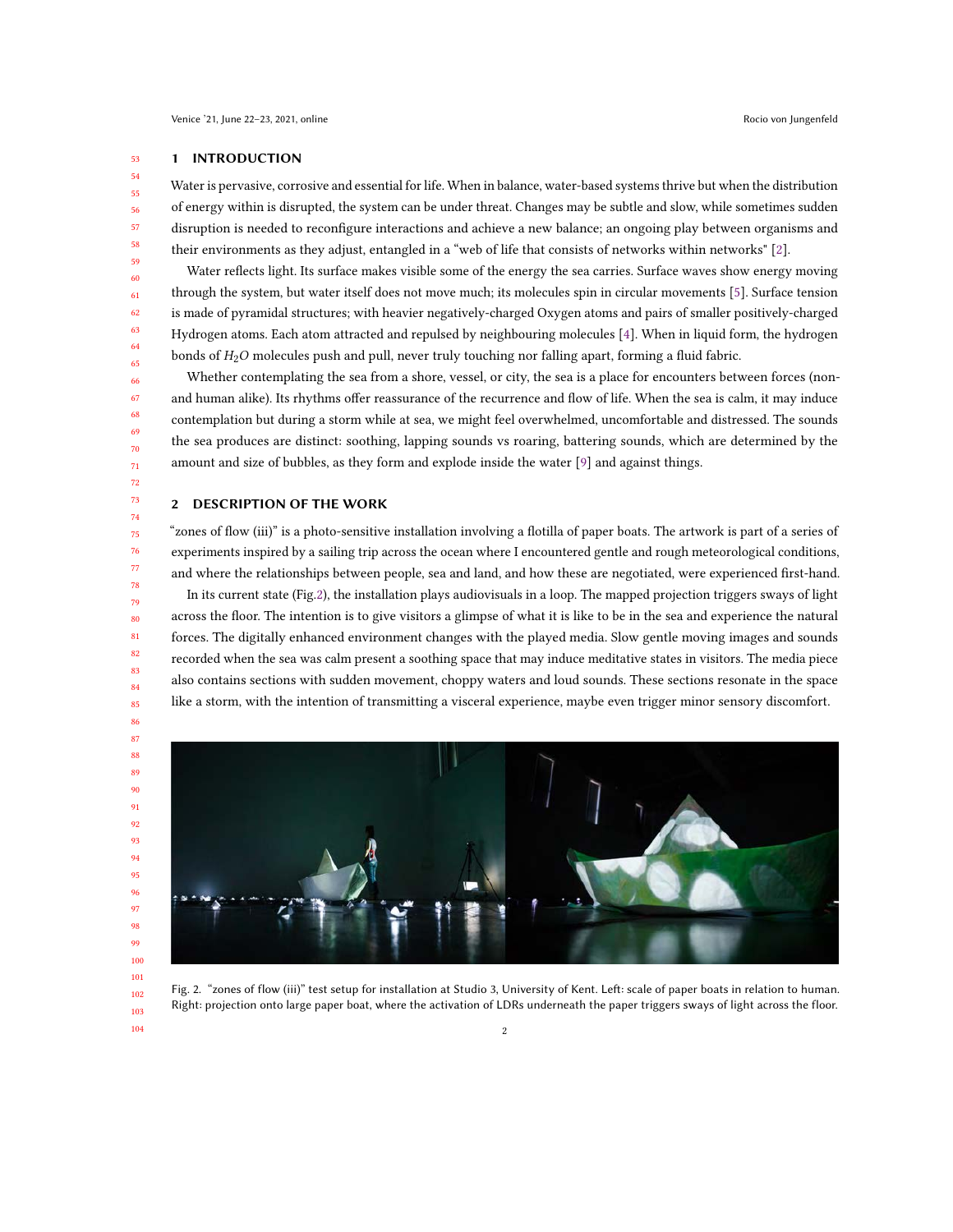## 1 INTRODUCTION

Water is pervasive, corrosive and essential for life. When in balance, water-based systems thrive but when the distribution of energy within is disrupted, the system can be under threat. Changes may be subtle and slow, while sometimes sudden disruption is needed to reconfigure interactions and achieve a new balance; an ongoing play between organisms and their environments as they adjust, entangled in a "web of life that consists of networks within networks" [2].

Water reflects light. Its surface makes visible some of the energy the sea carries. Surface waves show energy moving through the system, but water itself does not move much; its molecules spin in circular movements [5]. Surface tension is made of pyramidal structures; with heavier negatively-charged Oxygen atoms and pairs of smaller positively-charged Hydrogen atoms. Each atom attracted and repulsed by neighbouring molecules [4]. When in liquid form, the hydrogen bonds of $H_2O$ molecules push and pull, never truly touching nor falling apart, forming a fluid fabric.

Whether contemplating the sea from a shore, vessel, or city, the sea is a place for encounters between forces (non- and human alike). Its rhythms offer reassurance of the recurrence and flow of life. When the sea is calm, it may induce contemplation but during a storm while at sea, we might feel overwhelmed, uncomfortable and distressed. The sounds the sea produces are distinct: soothing, lapping sounds vs roaring, battering sounds, which are determined by the amount and size of bubbles, as they form and explode inside the water [9] and against things.

## 2 DESCRIPTION OF THE WORK

"zones of flow (iii)" is a photo-sensitive installation involving a flotilla of paper boats. The artwork is part of a series of experiments inspired by a sailing trip across the ocean where I encountered gentle and rough meteorological conditions, and where the relationships between people, sea and land, and how these are negotiated, were experienced first-hand.

In its current state (Fig.2), the installation plays audiovisuals in a loop. The mapped projection triggers sways of light across the floor. The intention is to give visitors a glimpse of what it is like to be in the sea and experience the natural forces. The digitally enhanced environment changes with the played media. Slow gentle moving images and sounds recorded when the sea was calm present a soothing space that may induce meditative states in visitors. The media piece also contains sections with sudden movement, choppy waters and loud sounds. These sections resonate in the space like a storm, with the intention of transmitting a visceral experience, maybe even trigger minor sensory discomfort.

Fig. 2. "zones of flow (iii)" test setup for installation at Studio 3, University of Kent. Left: scale of paper boats in relation to human. Right: projection onto large paper boat, where the activation of LDRs underneath the paper triggers sways of light across the floor.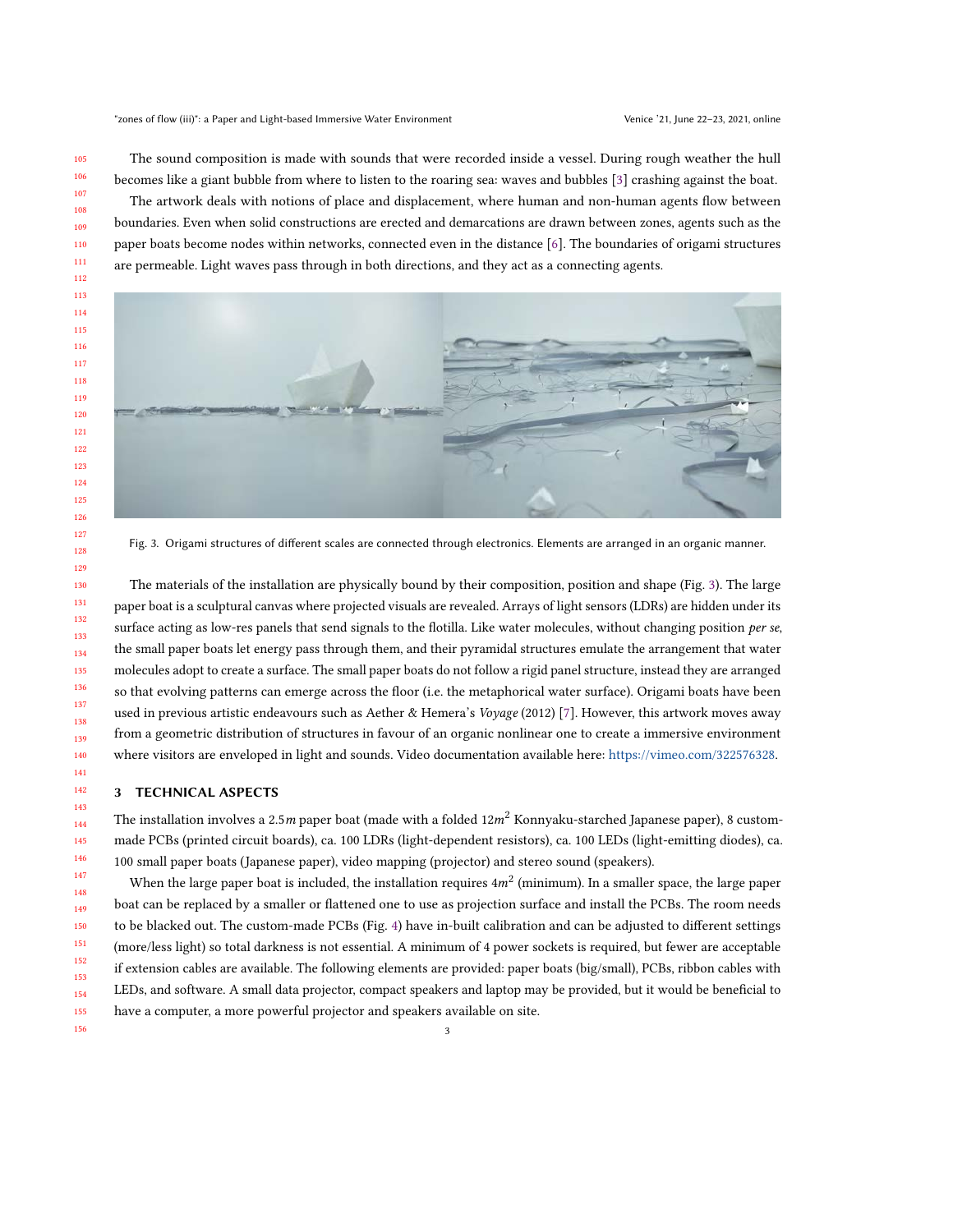The sound composition is made with sounds that were recorded inside a vessel. During rough weather the hull becomes like a giant bubble from where to listen to the roaring sea: waves and bubbles [3] crashing against the boat.

The artwork deals with notions of place and displacement, where human and non-human agents flow between boundaries. Even when solid constructions are erected and demarcations are drawn between zones, agents such as the paper boats become nodes within networks, connected even in the distance [6]. The boundaries of origami structures are permeable. Light waves pass through in both directions, and they act as a connecting agents.

Fig. 3. Origami structures of different scales are connected through electronics. Elements are arranged in an organic manner.

The materials of the installation are physically bound by their composition, position and shape (Fig. 3). The large paper boat is a sculptural canvas where projected visuals are revealed. Arrays of light sensors (LDRs) are hidden under its surface acting as low-res panels that send signals to the flotilla. Like water molecules, without changing position *per se*, the small paper boats let energy pass through them, and their pyramidal structures emulate the arrangement that water molecules adopt to create a surface. The small paper boats do not follow a rigid panel structure, instead they are arranged so that evolving patterns can emerge across the floor (i.e. the metaphorical water surface). Origami boats have been used in previous artistic endeavours such as Aether & Hemera's *Voyage* (2012) [7]. However, this artwork moves away from a geometric distribution of structures in favour of an organic nonlinear one to create a immersive environment where visitors are enveloped in light and sounds. Video documentation available here: https://vimeo.com/322576328.

## 3 TECHNICAL ASPECTS

The installation involves a $2.5m$ paper boat (made with a folded $12m^2$ Konnyaku-starched Japanese paper), 8 custom-made PCBs (printed circuit boards), ca. 100 LDRs (light-dependent resistors), ca. 100 LEDs (light-emitting diodes), ca. 100 small paper boats (Japanese paper), video mapping (projector) and stereo sound (speakers).

When the large paper boat is included, the installation requires $4m^2$ (minimum). In a smaller space, the large paper boat can be replaced by a smaller or flattened one to use as projection surface and install the PCBs. The room needs to be blacked out. The custom-made PCBs (Fig. 4) have in-built calibration and can be adjusted to different settings (more/less light) so total darkness is not essential. A minimum of 4 power sockets is required, but fewer are acceptable if extension cables are available. The following elements are provided: paper boats (big/small), PCBs, ribbon cables with LEDs, and software. A small data projector, compact speakers and laptop may be provided, but it would be beneficial to have a computer, a more powerful projector and speakers available on site.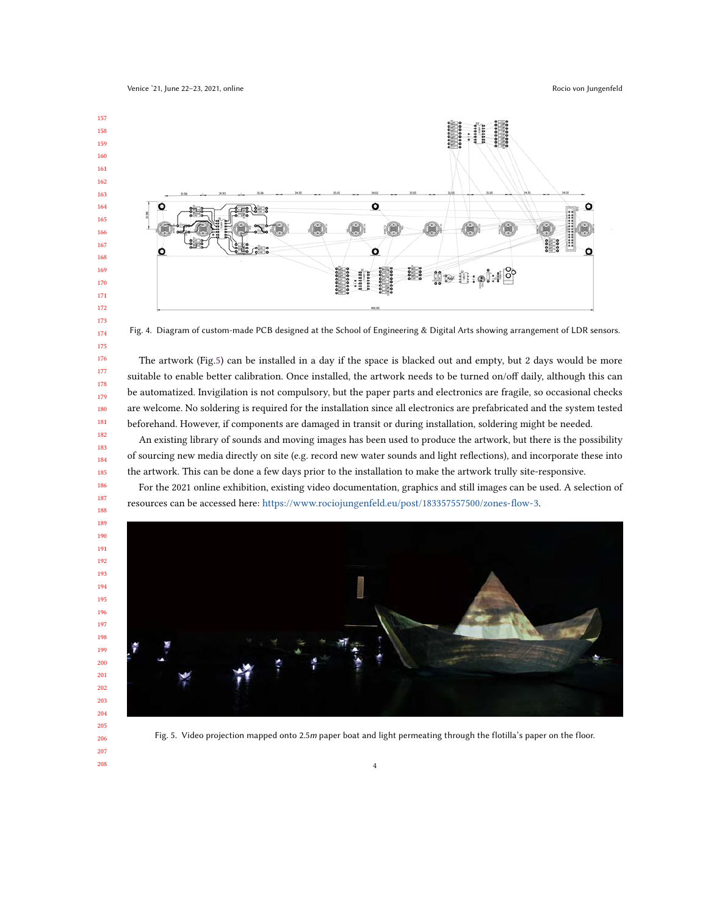Fig. 4. Diagram of custom-made PCB designed at the School of Engineering & Digital Arts showing arrangement of LDR sensors.

The artwork (Fig.5) can be installed in a day if the space is blacked out and empty, but 2 days would be more suitable to enable better calibration. Once installed, the artwork needs to be turned on/off daily, although this can be automatized. Invigilation is not compulsory, but the paper parts and electronics are fragile, so occasional checks are welcome. No soldering is required for the installation since all electronics are prefabricated and the system tested beforehand. However, if components are damaged in transit or during installation, soldering might be needed.

An existing library of sounds and moving images has been used to produce the artwork, but there is the possibility of sourcing new media directly on site (e.g. record new water sounds and light reflections), and incorporate these into the artwork. This can be done a few days prior to the installation to make the artwork trully site-responsive.

For the 2021 online exhibition, existing video documentation, graphics and still images can be used. A selection of resources can be accessed here: https://www.rociojungenfeld.eu/post/183357557500/zones-flow-3.

Fig. 5. Video projection mapped onto 2.5*m* paper boat and light permeating through the flotilla's paper on the floor.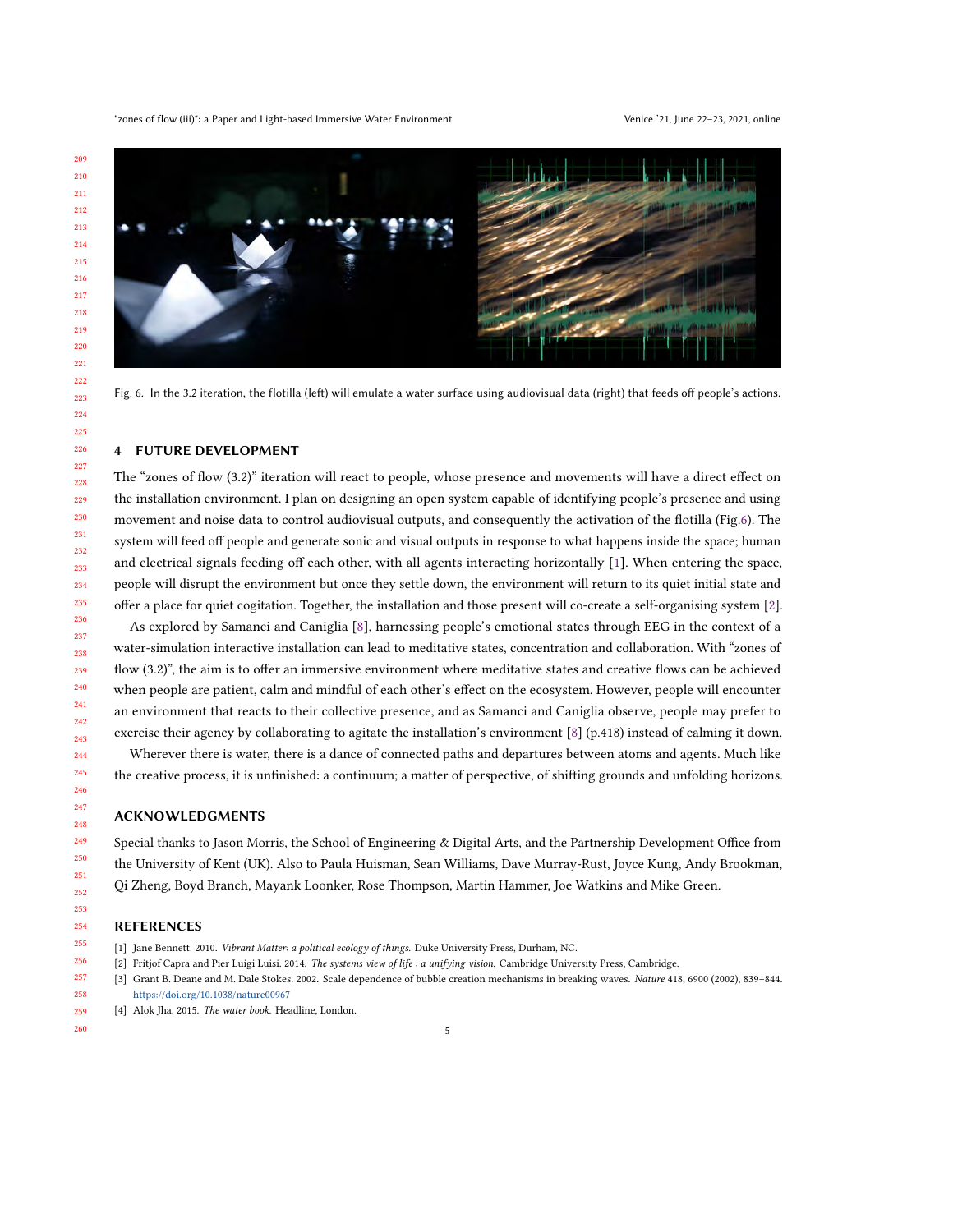Fig. 6. In the 3.2 iteration, the flotilla (left) will emulate a water surface using audiovisual data (right) that feeds off people's actions.

## 4 FUTURE DEVELOPMENT

The "zones of flow (3.2)" iteration will react to people, whose presence and movements will have a direct effect on the installation environment. I plan on designing an open system capable of identifying people's presence and using movement and noise data to control audiovisual outputs, and consequently the activation of the flotilla (Fig.6). The system will feed off people and generate sonic and visual outputs in response to what happens inside the space; human and electrical signals feeding off each other, with all agents interacting horizontally [1]. When entering the space, people will disrupt the environment but once they settle down, the environment will return to its quiet initial state and offer a place for quiet cogitation. Together, the installation and those present will co-create a self-organising system [2].

As explored by Samanci and Caniglia [8], harnessing people's emotional states through EEG in the context of a water-simulation interactive installation can lead to meditative states, concentration and collaboration. With "zones of flow (3.2)", the aim is to offer an immersive environment where meditative states and creative flows can be achieved when people are patient, calm and mindful of each other's effect on the ecosystem. However, people will encounter an environment that reacts to their collective presence, and as Samanci and Caniglia observe, people may prefer to exercise their agency by collaborating to agitate the installation's environment [8] (p.418) instead of calming it down.

Wherever there is water, there is a dance of connected paths and departures between atoms and agents. Much like the creative process, it is unfinished: a continuum; a matter of perspective, of shifting grounds and unfolding horizons.

## ACKNOWLEDGMENTS

Special thanks to Jason Morris, the School of Engineering & Digital Arts, and the Partnership Development Office from the University of Kent (UK). Also to Paula Huisman, Sean Williams, Dave Murray-Rust, Joyce Kung, Andy Brookman, Qi Zheng, Boyd Branch, Mayank Loonker, Rose Thompson, Martin Hammer, Joe Watkins and Mike Green.

## REFERENCES

[1] Jane Bennett. 2010. *Vibrant Matter: a political ecology of things.* Duke University Press, Durham, NC.

[2] Fritjof Capra and Pier Luigi Luisi. 2014. *The systems view of life : a unifying vision.* Cambridge University Press, Cambridge.

[3] Grant B. Deane and M. Dale Stokes. 2002. Scale dependence of bubble creation mechanisms in breaking waves. *Nature* 418, 6900 (2002), 839–844. https://doi.org/10.1038/nature00967

[4] Alok Jha. 2015. *The water book.* Headline, London.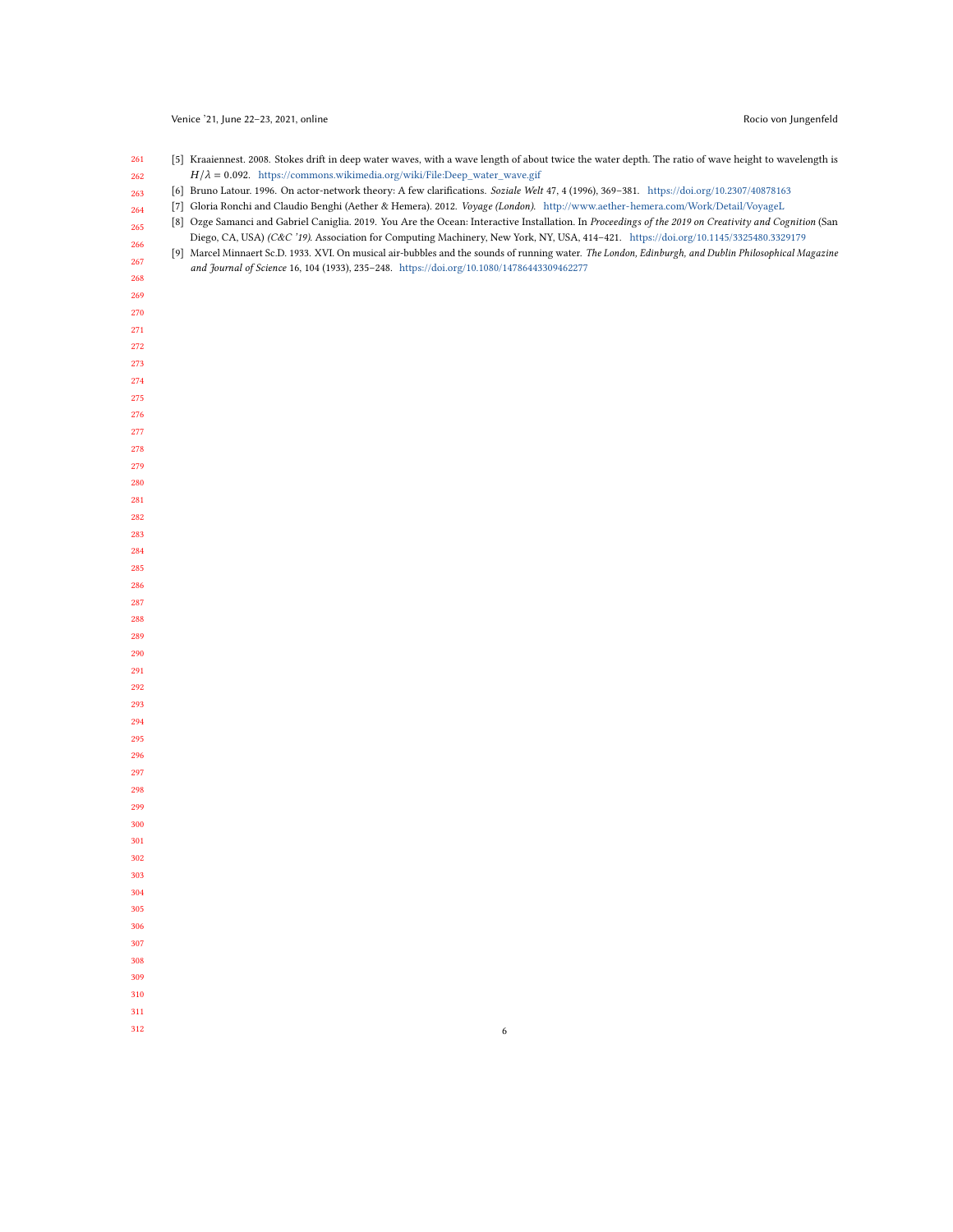[5] Kraaiennest. 2008. Stokes drift in deep water waves, with a wave length of about twice the water depth. The ratio of wave height to wavelength is $H/\lambda = 0.092$. https://commons.wikimedia.org/wiki/File:Deep_water_wave.gif

[6] Bruno Latour. 1996. On actor-network theory: A few clarifications. *Soziale Welt* 47, 4 (1996), 369–381. https://doi.org/10.2307/40878163

[7] Gloria Ronchi and Claudio Benghi (Aether & Hemera). 2012. *Voyage (London)*. http://www.aether-hemera.com/Work/Detail/VoyageL

[8] Ozge Samanci and Gabriel Caniglia. 2019. You Are the Ocean: Interactive Installation. In *Proceedings of the 2019 on Creativity and Cognition* (San Diego, CA, USA) *(C&C '19)*. Association for Computing Machinery, New York, NY, USA, 414–421. https://doi.org/10.1145/3325480.3329179

[9] Marcel Minnaert Sc.D. 1933. XVI. On musical air-bubbles and the sounds of running water. *The London, Edinburgh, and Dublin Philosophical Magazine and Journal of Science* 16, 104 (1933), 235–248. https://doi.org/10.1080/14786443309462277